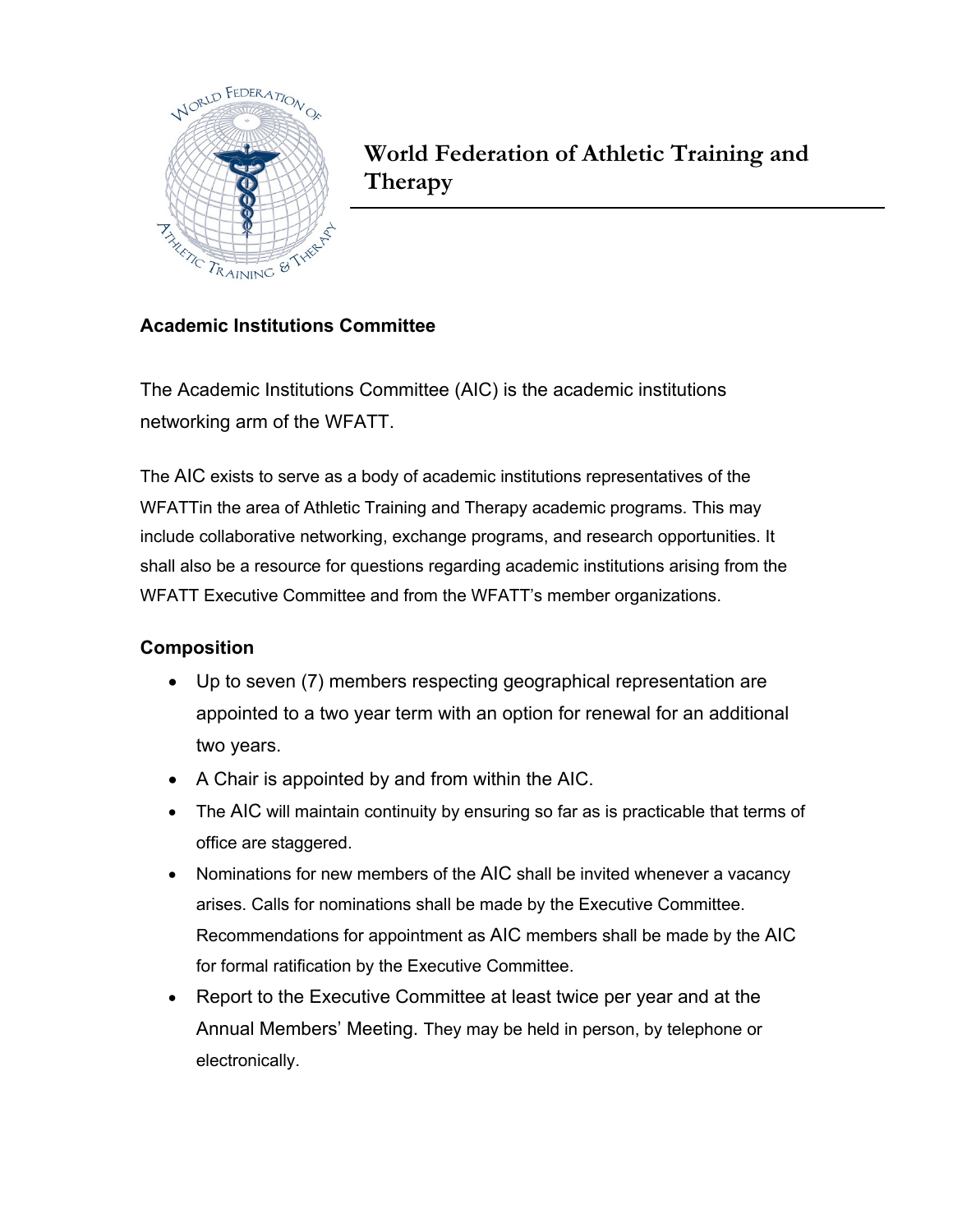# World Federation of Athletic Training and Therapy

## Academic Institutions Committee

The Academic Institutions Committee (AIC) is the academic institutions networking arm of the WFATT.

The AIC exists to serve as a body of academic institutions representatives of the WFATTin the area of Athletic Training and Therapy academic programs. This may include collaborative networking, exchange programs, and research opportunities. It shall also be a resource for questions regarding academic institutions arising from the WFATT Executive Committee and from the WFATT's member organizations.

### Composition

- Up to seven (7) members respecting geographical representation are appointed to a two year term with an option for renewal for an additional two years.
- A Chair is appointed by and from within the AIC.
- The AIC will maintain continuity by ensuring so far as is practicable that terms of office are staggered.
- Nominations for new members of the AIC shall be invited whenever a vacancy arises. Calls for nominations shall be made by the Executive Committee. Recommendations for appointment as AIC members shall be made by the AIC for formal ratification by the Executive Committee.
- Report to the Executive Committee at least twice per year and at the Annual Members' Meeting. They may be held in person, by telephone or electronically.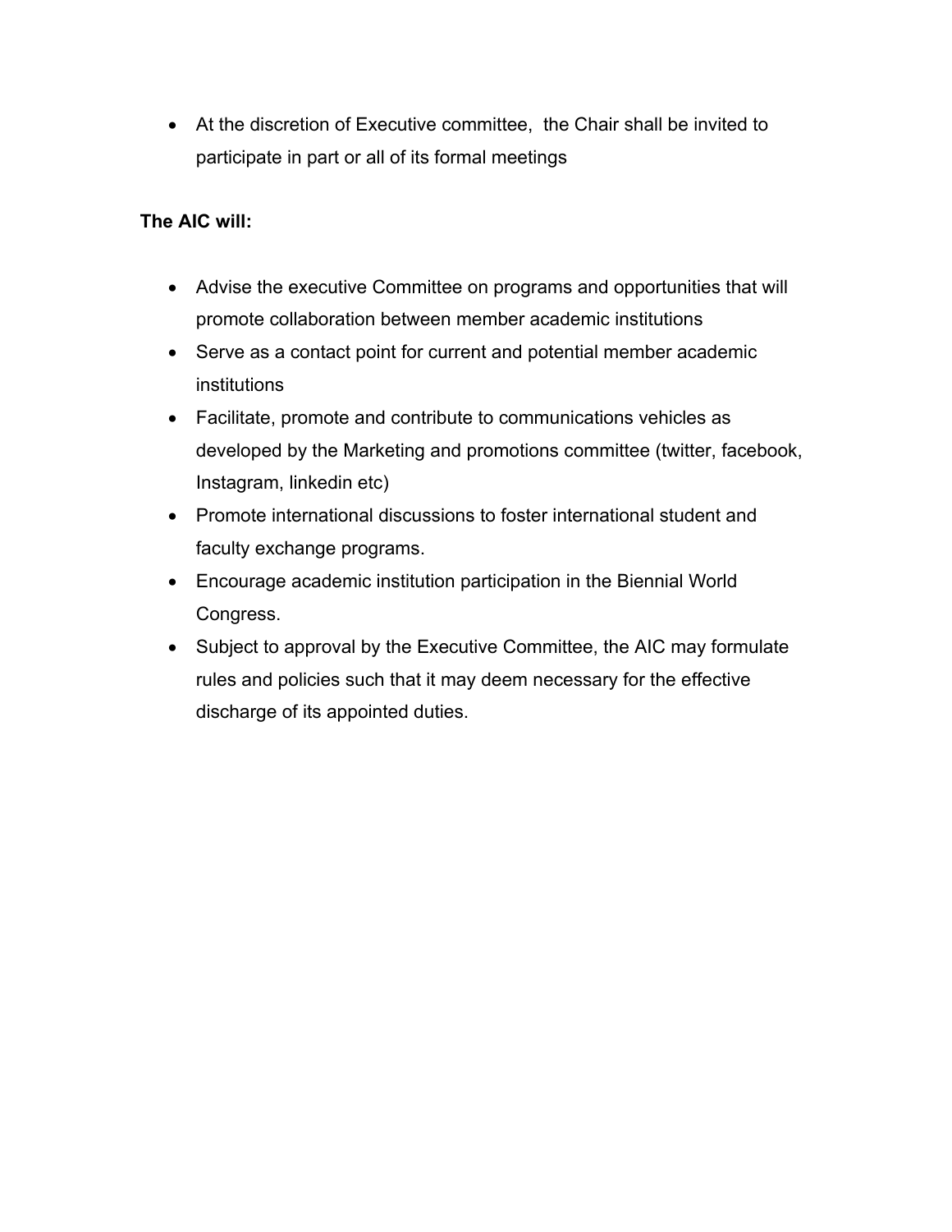- At the discretion of Executive committee,  the Chair shall be invited to participate in part or all of its formal meetings

**The AIC will:**

- Advise the executive Committee on programs and opportunities that will promote collaboration between member academic institutions
- Serve as a contact point for current and potential member academic institutions
- Facilitate, promote and contribute to communications vehicles as developed by the Marketing and promotions committee (twitter, facebook, Instagram, linkedin etc)
- Promote international discussions to foster international student and faculty exchange programs.
- Encourage academic institution participation in the Biennial World Congress.
- Subject to approval by the Executive Committee, the AIC may formulate rules and policies such that it may deem necessary for the effective discharge of its appointed duties.